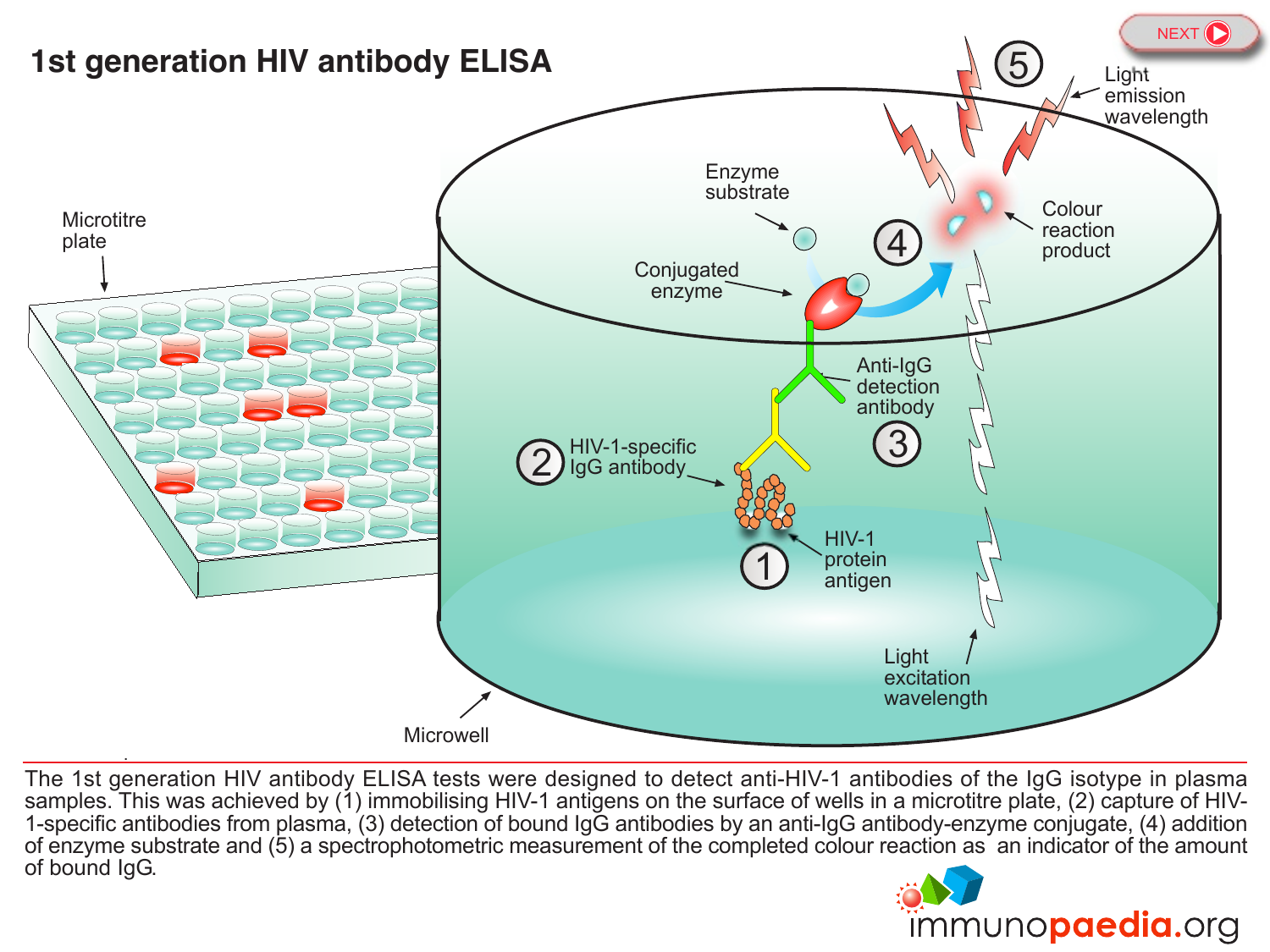# 1st generation HIV antibody ELISA

Microtitre plate

Enzyme substrate

Conjugated enzyme

4

5

Light emission wavelength

Colour reaction product

Anti-IgG detection antibody

3

2 HIV-1-specific IgG antibody

1 HIV-1 protein antigen

Light excitation wavelength

Microwell

The 1st generation HIV antibody ELISA tests were designed to detect anti-HIV-1 antibodies of the IgG isotype in plasma samples. This was achieved by (1) immobilising HIV-1 antigens on the surface of wells in a microtitre plate, (2) capture of HIV-1-specific antibodies from plasma, (3) detection of bound IgG antibodies by an anti-IgG antibody-enzyme conjugate, (4) addition of enzyme substrate and (5) a spectrophotometric measurement of the completed colour reaction as an indicator of the amount of bound IgG.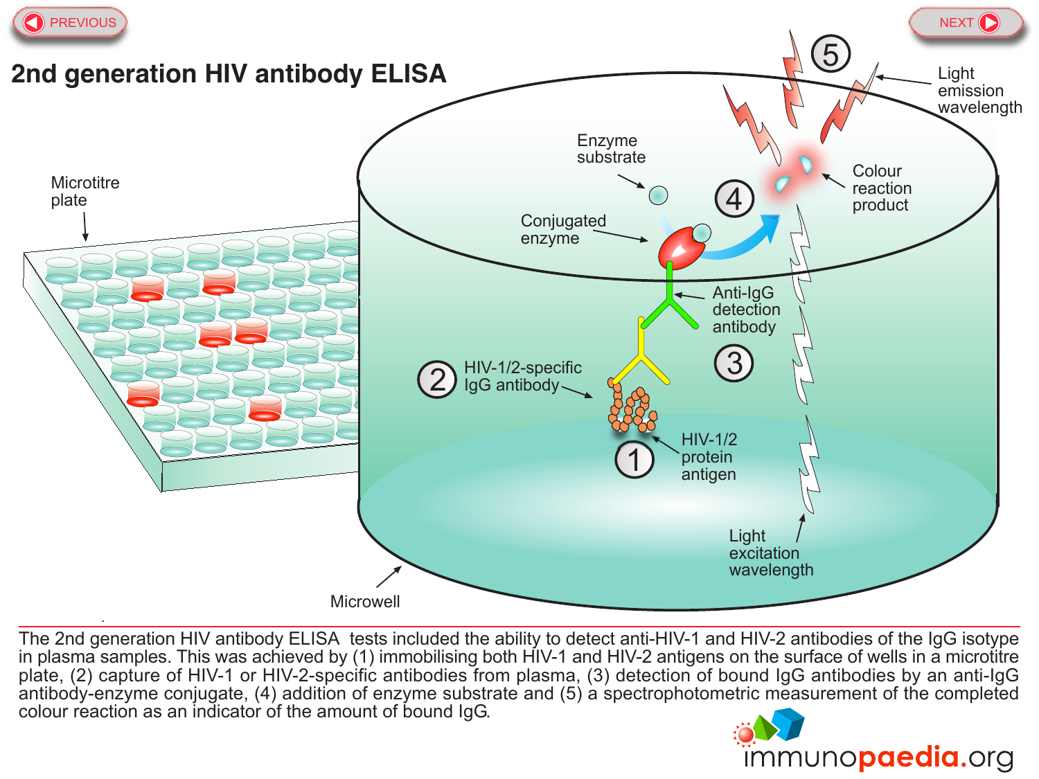# 2nd generation HIV antibody ELISA

Microtitre plate

Microwell

1 HIV-1/2 protein antigen

2 HIV-1/2-specific IgG antibody

3 Anti-IgG detection antibody

Conjugated enzyme

Enzyme substrate

4

Colour reaction product

5

Light emission wavelength

Light excitation wavelength

The 2nd generation HIV antibody ELISA tests included the ability to detect anti-HIV-1 and HIV-2 antibodies of the IgG isotype in plasma samples. This was achieved by (1) immobilising both HIV-1 and HIV-2 antigens on the surface of wells in a microtitre plate, (2) capture of HIV-1 or HIV-2-specific antibodies from plasma, (3) detection of bound IgG antibodies by an anti-IgG antibody-enzyme conjugate, (4) addition of enzyme substrate and (5) a spectrophotometric measurement of the completed colour reaction as an indicator of the amount of bound IgG.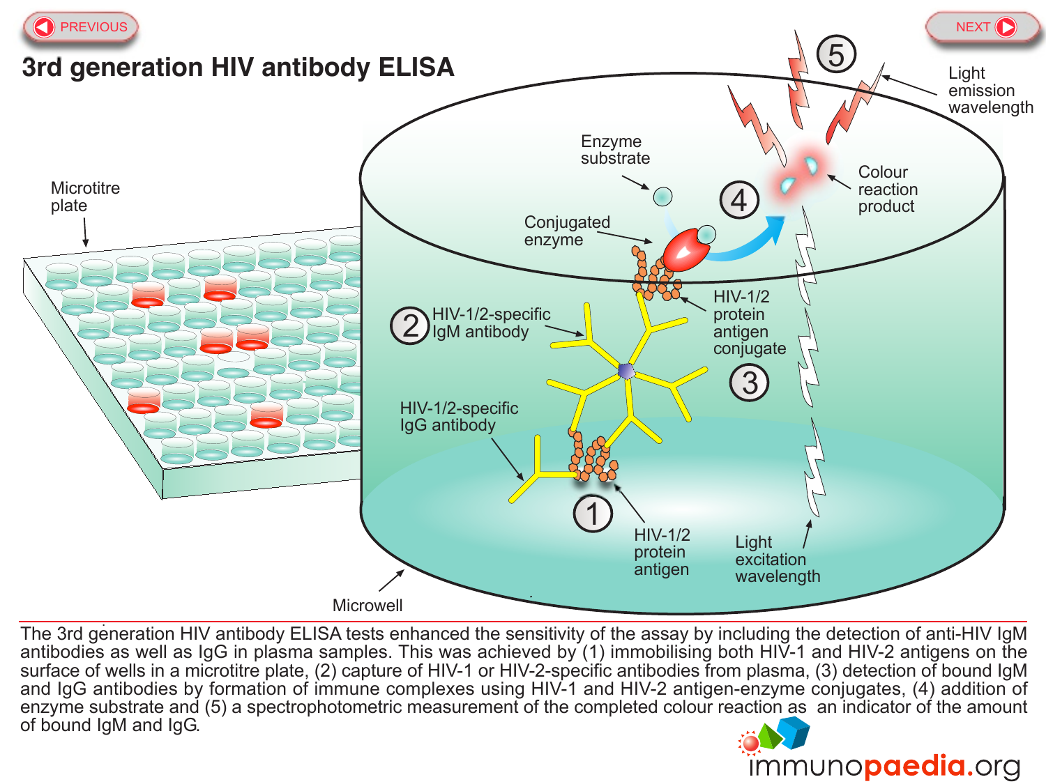# 3rd generation HIV antibody ELISA

Microtitre plate

Microwell

1 HIV-1/2 protein antigen

HIV-1/2-specific IgG antibody

2 HIV-1/2-specific IgM antibody

3 HIV-1/2 protein antigen conjugate

Conjugated enzyme

Enzyme substrate

4 Colour reaction product

5 Light emission wavelength

Light excitation wavelength

The 3rd generation HIV antibody ELISA tests enhanced the sensitivity of the assay by including the detection of anti-HIV IgM antibodies as well as IgG in plasma samples. This was achieved by (1) immobilising both HIV-1 and HIV-2 antigens on the surface of wells in a microtitre plate, (2) capture of HIV-1 or HIV-2-specific antibodies from plasma, (3) detection of bound IgM and IgG antibodies by formation of immune complexes using HIV-1 and HIV-2 antigen-enzyme conjugates, (4) addition of enzyme substrate and (5) a spectrophotometric measurement of the completed colour reaction as an indicator of the amount of bound IgM and IgG.

immunopaedia.org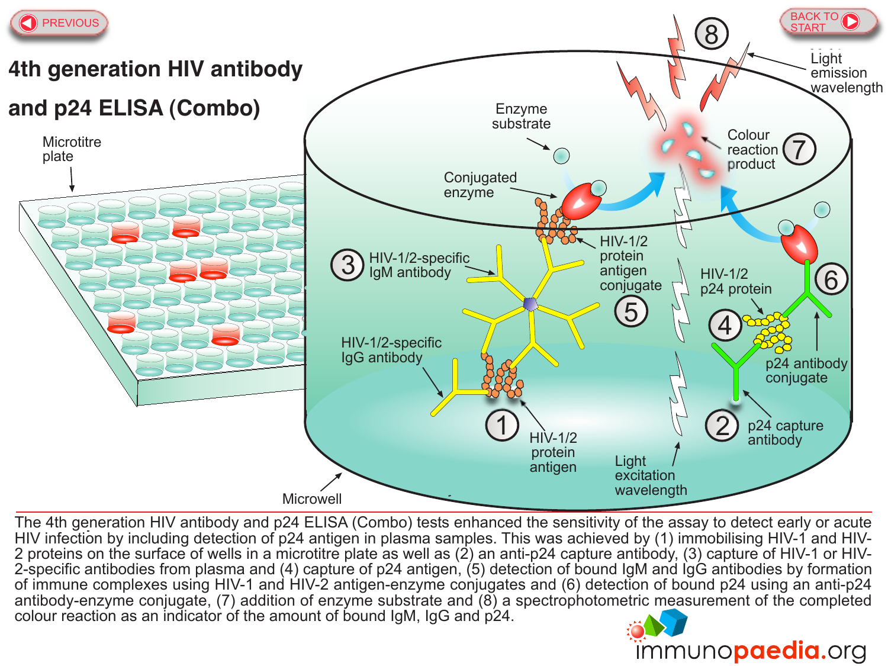# 4th generation HIV antibody and p24 ELISA (Combo)

Microtitre plate

Microwell

Enzyme substrate

Conjugated enzyme

Light emission wavelength

Colour reaction product

HIV-1/2-specific IgM antibody

HIV-1/2 protein antigen conjugate

HIV-1/2 p24 protein

HIV-1/2-specific IgG antibody

p24 antibody conjugate

HIV-1/2 protein antigen

Light excitation wavelength

p24 capture antibody

The 4th generation HIV antibody and p24 ELISA (Combo) tests enhanced the sensitivity of the assay to detect early or acute HIV infection by including detection of p24 antigen in plasma samples. This was achieved by (1) immobilising HIV-1 and HIV-2 proteins on the surface of wells in a microtitre plate as well as (2) an anti-p24 capture antibody, (3) capture of HIV-1 or HIV-2-specific antibodies from plasma and (4) capture of p24 antigen, (5) detection of bound IgM and IgG antibodies by formation of immune complexes using HIV-1 and HIV-2 antigen-enzyme conjugates and (6) detection of bound p24 using an anti-p24 antibody-enzyme conjugate, (7) addition of enzyme substrate and (8) a spectrophotometric measurement of the completed colour reaction as an indicator of the amount of bound IgM, IgG and p24.